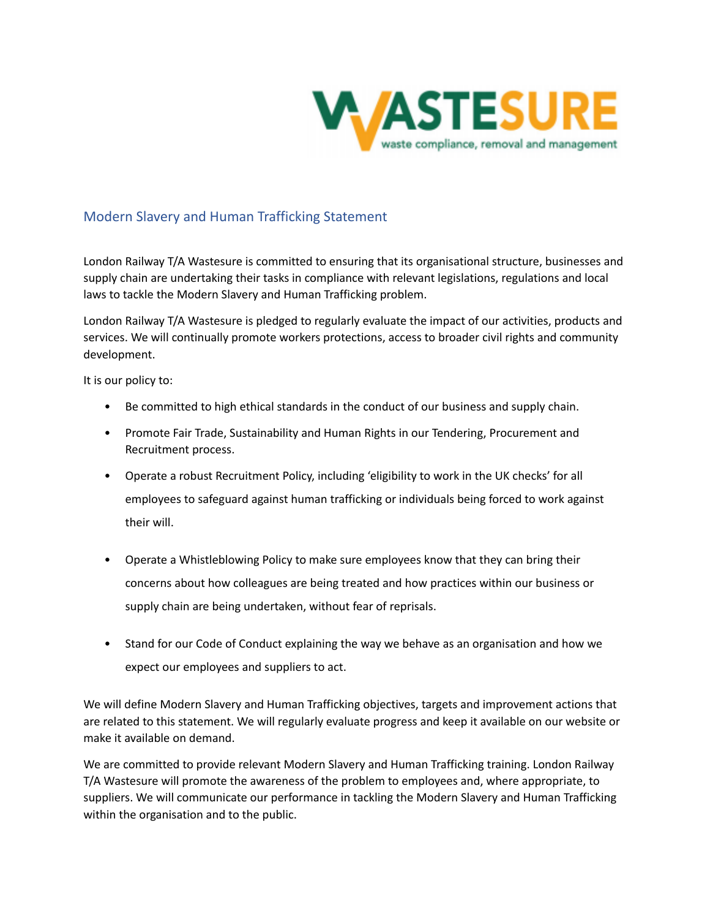WASTESURE

waste compliance, removal and management

## Modern Slavery and Human Trafficking Statement

London Railway T/A Wastesure is committed to ensuring that its organisational structure, businesses and supply chain are undertaking their tasks in compliance with relevant legislations, regulations and local laws to tackle the Modern Slavery and Human Trafficking problem.

London Railway T/A Wastesure is pledged to regularly evaluate the impact of our activities, products and services. We will continually promote workers protections, access to broader civil rights and community development.

It is our policy to:

- Be committed to high ethical standards in the conduct of our business and supply chain.
- Promote Fair Trade, Sustainability and Human Rights in our Tendering, Procurement and Recruitment process.
- Operate a robust Recruitment Policy, including 'eligibility to work in the UK checks' for all employees to safeguard against human trafficking or individuals being forced to work against their will.
- Operate a Whistleblowing Policy to make sure employees know that they can bring their concerns about how colleagues are being treated and how practices within our business or supply chain are being undertaken, without fear of reprisals.
- Stand for our Code of Conduct explaining the way we behave as an organisation and how we expect our employees and suppliers to act.

We will define Modern Slavery and Human Trafficking objectives, targets and improvement actions that are related to this statement. We will regularly evaluate progress and keep it available on our website or make it available on demand.

We are committed to provide relevant Modern Slavery and Human Trafficking training. London Railway T/A Wastesure will promote the awareness of the problem to employees and, where appropriate, to suppliers. We will communicate our performance in tackling the Modern Slavery and Human Trafficking within the organisation and to the public.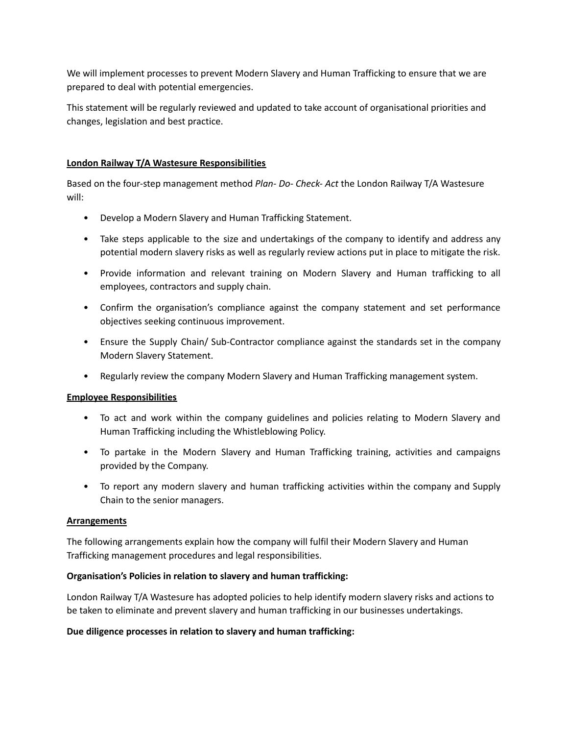We will implement processes to prevent Modern Slavery and Human Trafficking to ensure that we are prepared to deal with potential emergencies.

This statement will be regularly reviewed and updated to take account of organisational priorities and changes, legislation and best practice.

**London Railway T/A Wastesure Responsibilities**

Based on the four-step management method *Plan- Do- Check- Act* the London Railway T/A Wastesure will:

- Develop a Modern Slavery and Human Trafficking Statement.
- Take steps applicable to the size and undertakings of the company to identify and address any potential modern slavery risks as well as regularly review actions put in place to mitigate the risk.
- Provide information and relevant training on Modern Slavery and Human trafficking to all employees, contractors and supply chain.
- Confirm the organisation's compliance against the company statement and set performance objectives seeking continuous improvement.
- Ensure the Supply Chain/ Sub-Contractor compliance against the standards set in the company Modern Slavery Statement.
- Regularly review the company Modern Slavery and Human Trafficking management system.

**Employee Responsibilities**

- To act and work within the company guidelines and policies relating to Modern Slavery and Human Trafficking including the Whistleblowing Policy.
- To partake in the Modern Slavery and Human Trafficking training, activities and campaigns provided by the Company.
- To report any modern slavery and human trafficking activities within the company and Supply Chain to the senior managers.

**Arrangements**

The following arrangements explain how the company will fulfil their Modern Slavery and Human Trafficking management procedures and legal responsibilities.

**Organisation's Policies in relation to slavery and human trafficking:**

London Railway T/A Wastesure has adopted policies to help identify modern slavery risks and actions to be taken to eliminate and prevent slavery and human trafficking in our businesses undertakings.

**Due diligence processes in relation to slavery and human trafficking:**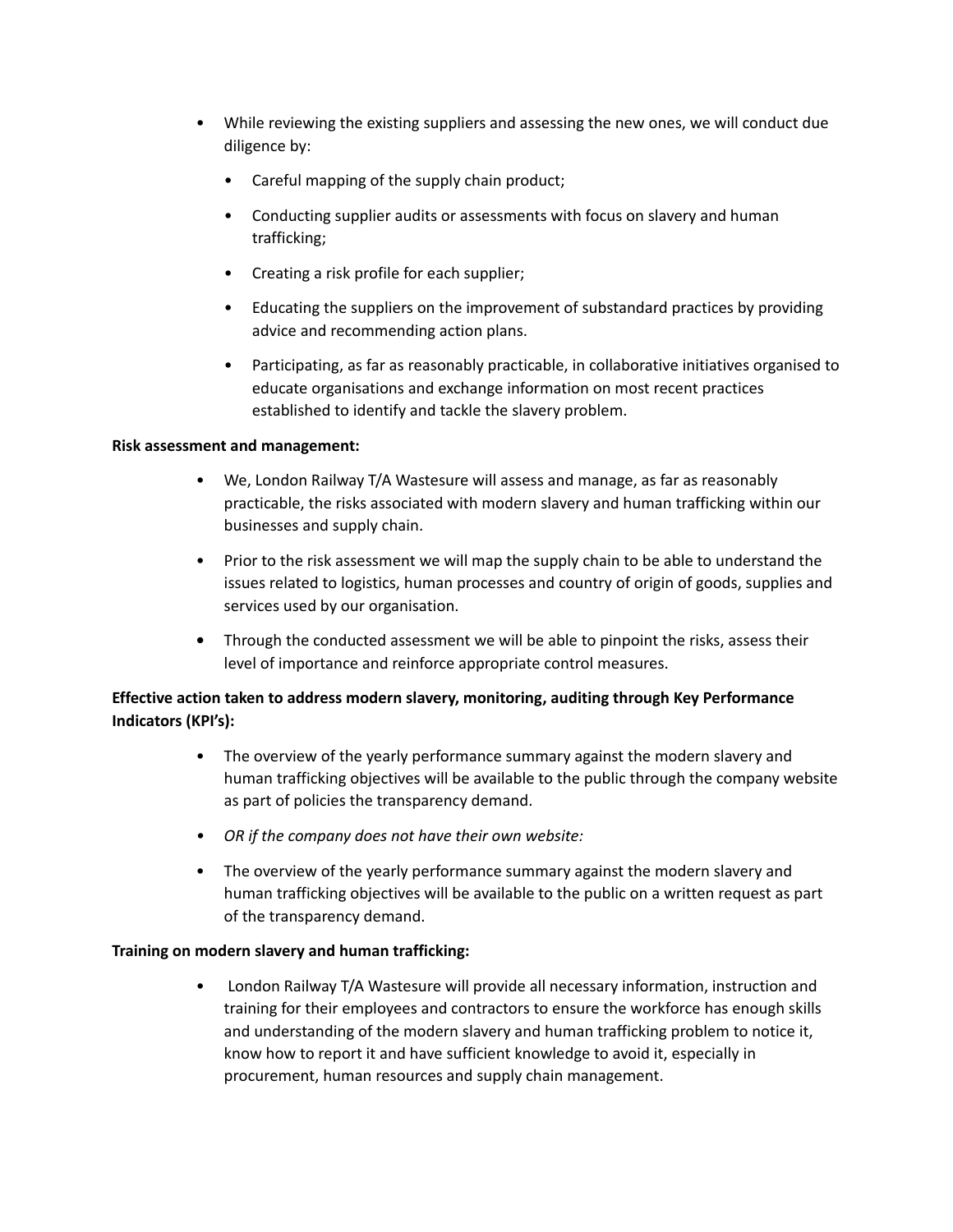- While reviewing the existing suppliers and assessing the new ones, we will conduct due diligence by:
  - Careful mapping of the supply chain product;
  - Conducting supplier audits or assessments with focus on slavery and human trafficking;
  - Creating a risk profile for each supplier;
  - Educating the suppliers on the improvement of substandard practices by providing advice and recommending action plans.
  - Participating, as far as reasonably practicable, in collaborative initiatives organised to educate organisations and exchange information on most recent practices established to identify and tackle the slavery problem.

**Risk assessment and management:**

- We, London Railway T/A Wastesure will assess and manage, as far as reasonably practicable, the risks associated with modern slavery and human trafficking within our businesses and supply chain.
- Prior to the risk assessment we will map the supply chain to be able to understand the issues related to logistics, human processes and country of origin of goods, supplies and services used by our organisation.
- Through the conducted assessment we will be able to pinpoint the risks, assess their level of importance and reinforce appropriate control measures.

**Effective action taken to address modern slavery, monitoring, auditing through Key Performance Indicators (KPI's):**

- The overview of the yearly performance summary against the modern slavery and human trafficking objectives will be available to the public through the company website as part of policies the transparency demand.
- *OR if the company does not have their own website:*
- The overview of the yearly performance summary against the modern slavery and human trafficking objectives will be available to the public on a written request as part of the transparency demand.

**Training on modern slavery and human trafficking:**

- London Railway T/A Wastesure will provide all necessary information, instruction and training for their employees and contractors to ensure the workforce has enough skills and understanding of the modern slavery and human trafficking problem to notice it, know how to report it and have sufficient knowledge to avoid it, especially in procurement, human resources and supply chain management.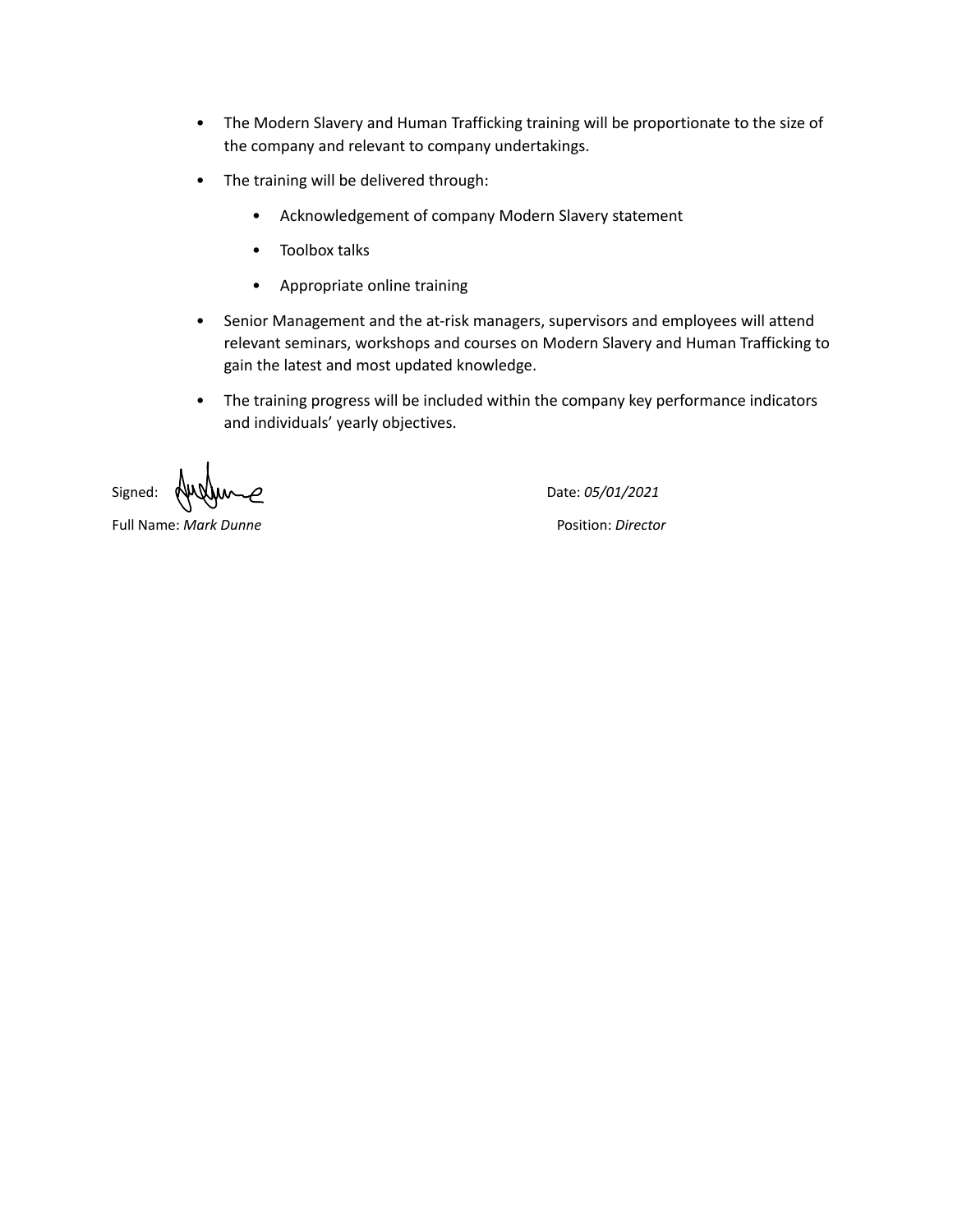- The Modern Slavery and Human Trafficking training will be proportionate to the size of the company and relevant to company undertakings.
- The training will be delivered through:
    - Acknowledgement of company Modern Slavery statement
    - Toolbox talks
    - Appropriate online training
- Senior Management and the at-risk managers, supervisors and employees will attend relevant seminars, workshops and courses on Modern Slavery and Human Trafficking to gain the latest and most updated knowledge.
- The training progress will be included within the company key performance indicators and individuals' yearly objectives.

Signed: Date: *05/01/2021*

Full Name: *Mark Dunne* Position: *Director*